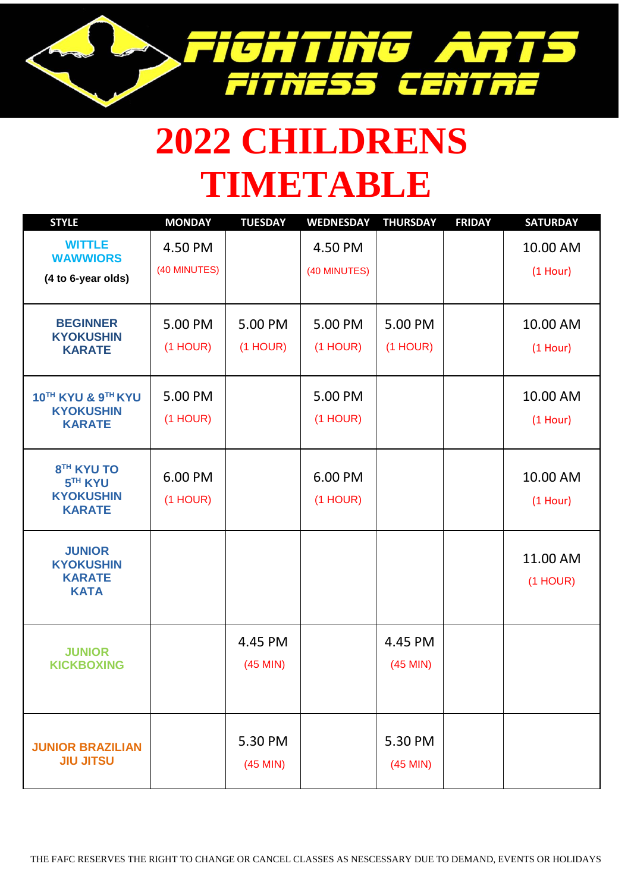FIGHTING ARTS FITNESS CENTRE

# 2022 CHILDRENS TIMETABLE

| STYLE | MONDAY | TUESDAY | WEDNESDAY | THURSDAY | FRIDAY | SATURDAY |
|---|---|---|---|---|---|---|
| **WITTLE WAWWIORS** (4 to 6-year olds) | 4.50 PM (40 MINUTES) | | 4.50 PM (40 MINUTES) | | | 10.00 AM (1 Hour) |
| **BEGINNER KYOKUSHIN KARATE** | 5.00 PM (1 HOUR) | 5.00 PM (1 HOUR) | 5.00 PM (1 HOUR) | 5.00 PM (1 HOUR) | | 10.00 AM (1 Hour) |
| **10TH KYU & 9TH KYU KYOKUSHIN KARATE** | 5.00 PM (1 HOUR) | | 5.00 PM (1 HOUR) | | | 10.00 AM (1 Hour) |
| **8TH KYU TO 5TH KYU KYOKUSHIN KARATE** | 6.00 PM (1 HOUR) | | 6.00 PM (1 HOUR) | | | 10.00 AM (1 Hour) |
| **JUNIOR KYOKUSHIN KARATE KATA** | | | | | | 11.00 AM (1 HOUR) |
| **JUNIOR KICKBOXING** | | 4.45 PM (45 MIN) | | 4.45 PM (45 MIN) | | |
| **JUNIOR BRAZILIAN JIU JITSU** | | 5.30 PM (45 MIN) | | 5.30 PM (45 MIN) | | |

THE FAFC RESERVES THE RIGHT TO CHANGE OR CANCEL CLASSES AS NESCESSARY DUE TO DEMAND, EVENTS OR HOLIDAYS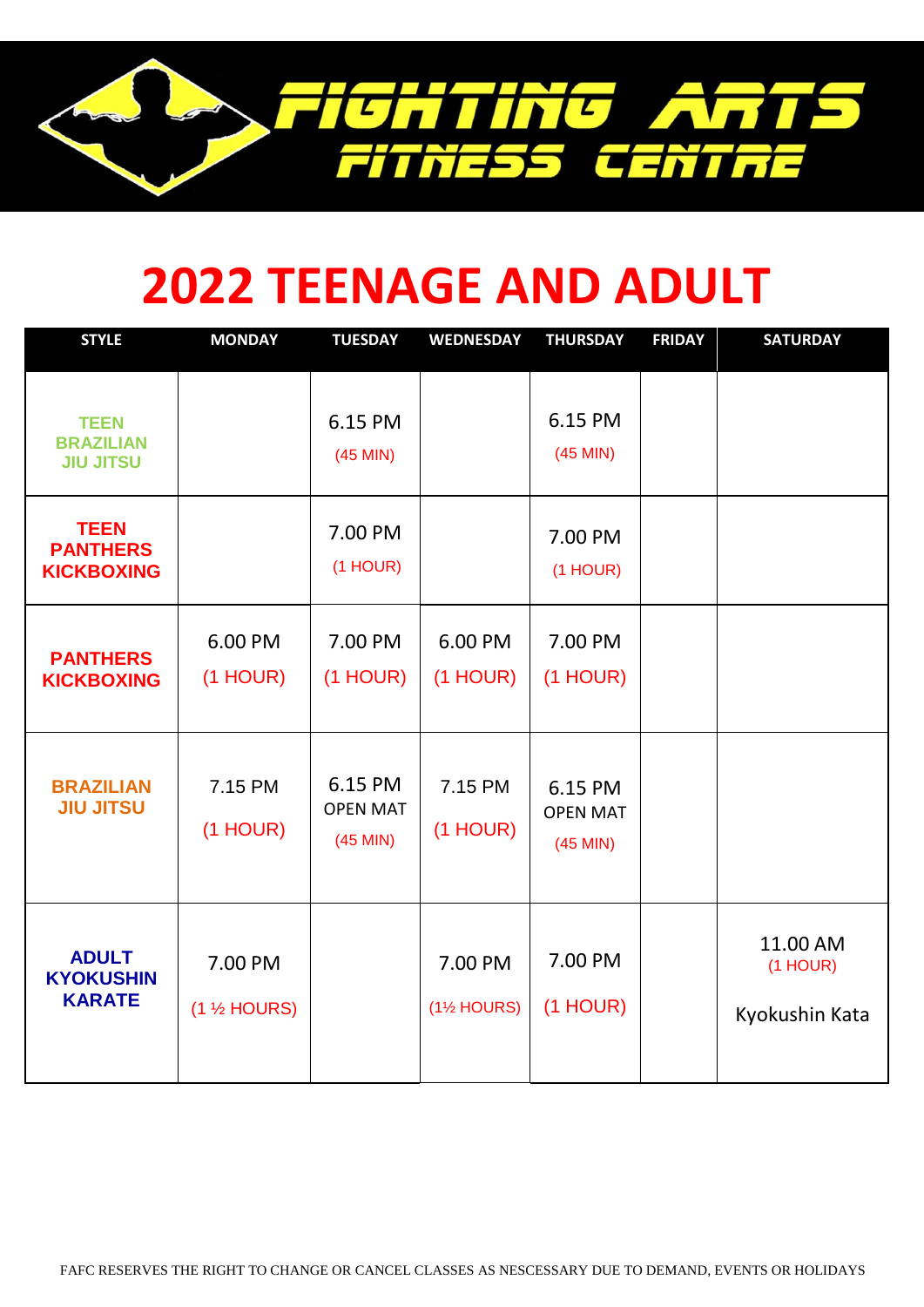# FIGHTING ARTS FITNESS CENTRE

# 2022 TEENAGE AND ADULT

| STYLE | MONDAY | TUESDAY | WEDNESDAY | THURSDAY | FRIDAY | SATURDAY |
|---|---|---|---|---|---|---|
| TEEN BRAZILIAN JIU JITSU | | 6.15 PM (45 MIN) | | 6.15 PM (45 MIN) | | |
| TEEN PANTHERS KICKBOXING | | 7.00 PM (1 HOUR) | | 7.00 PM (1 HOUR) | | |
| PANTHERS KICKBOXING | 6.00 PM (1 HOUR) | 7.00 PM (1 HOUR) | 6.00 PM (1 HOUR) | 7.00 PM (1 HOUR) | | |
| BRAZILIAN JIU JITSU | 7.15 PM (1 HOUR) | 6.15 PM OPEN MAT (45 MIN) | 7.15 PM (1 HOUR) | 6.15 PM OPEN MAT (45 MIN) | | |
| ADULT KYOKUSHIN KARATE | 7.00 PM (1 ½ HOURS) | | 7.00 PM (1½ HOURS) | 7.00 PM (1 HOUR) | | 11.00 AM (1 HOUR) Kyokushin Kata |

FAFC RESERVES THE RIGHT TO CHANGE OR CANCEL CLASSES AS NESCESSARY DUE TO DEMAND, EVENTS OR HOLIDAYS